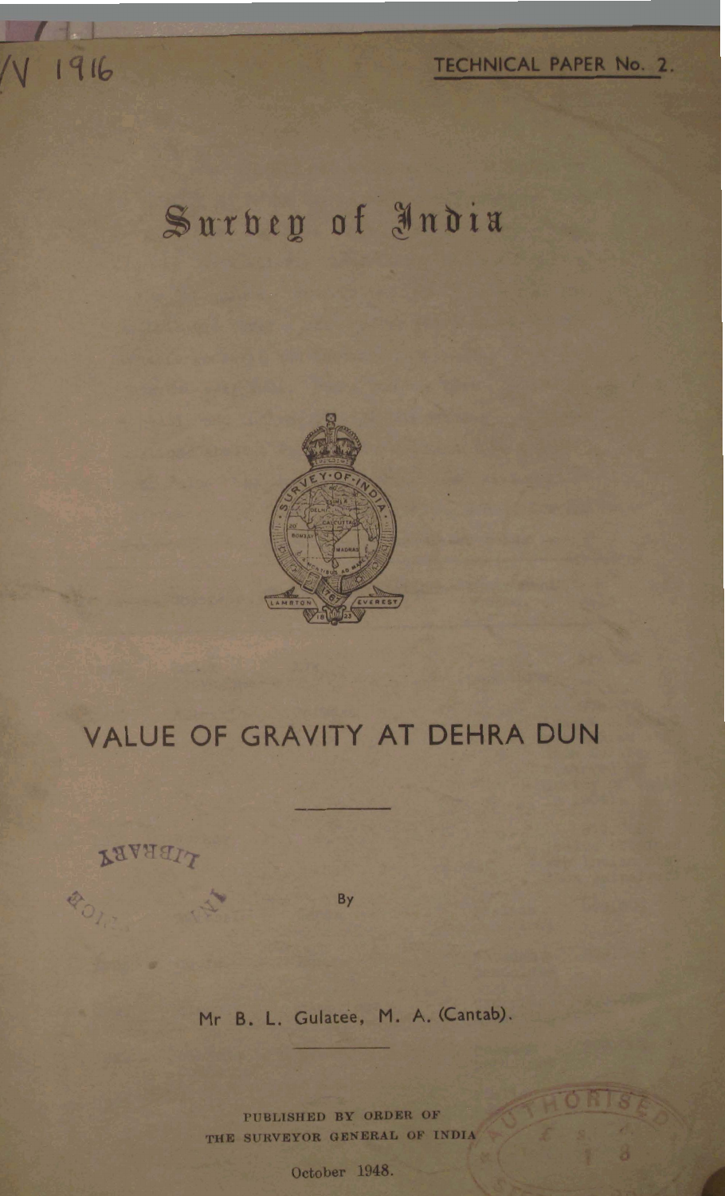/V 1916

TECHNICAL PAPER No. 2.

# Survey of India

# VALUE OF GRAVITY AT DEHRA DUN

By

Mr B. L. Gulatee, M. A. (Cantab).

PUBLISHED BY ORDER OF
THE SURVEYOR GENERAL OF INDIA

October 1948.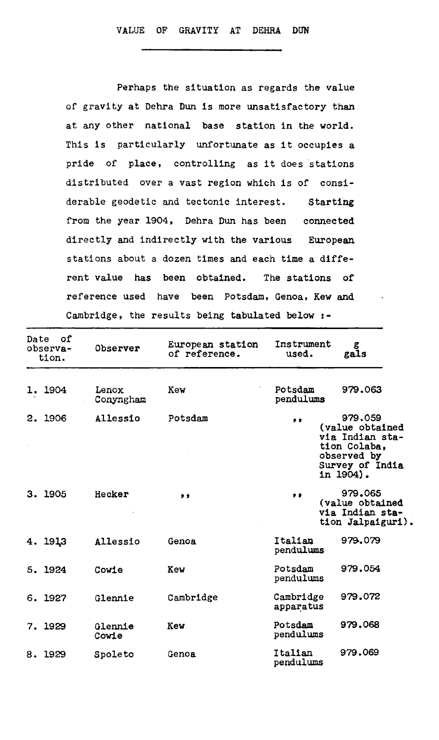## VALUE OF GRAVITY AT DEHRA DUN

Perhaps the situation as regards the value of gravity at Dehra Dun is more unsatisfactory than at any other national base station in the world. This is particularly unfortunate as it occupies a pride of place, controlling as it does stations distributed over a vast region which is of considerable geodetic and tectonic interest. Starting from the year 1904, Dehra Dun has been connected directly and indirectly with the various European stations about a dozen times and each time a different value has been obtained. The stations of reference used have been Potsdam, Genoa, Kew and Cambridge, the results being tabulated below :-

| Date of observation. | Observer | European station of reference. | Instrument used. | g gals |
|---|---|---|---|---|
| 1. 1904 | Lenox Conyngham | Kew | Potsdam pendulums | 979.063 |
| 2. 1906 | Allessio | Potsdam | ,, | 979.059 (value obtained via Indian station Colaba, observed by Survey of India in 1904). |
| 3. 1905 | Hecker | ,, | ,, | 979.065 (value obtained via Indian station Jalpaiguri). |
| 4. 1913 | Allessio | Genoa | Italian pendulums | 979.079 |
| 5. 1924 | Cowie | Kew | Potsdam pendulums | 979.054 |
| 6. 1927 | Glennie | Cambridge | Cambridge apparatus | 979.072 |
| 7. 1929 | Glennie Cowie | Kew | Potsdam pendulums | 979.068 |
| 8. 1929 | Spoleto | Genoa | Italian pendulums | 979.069 |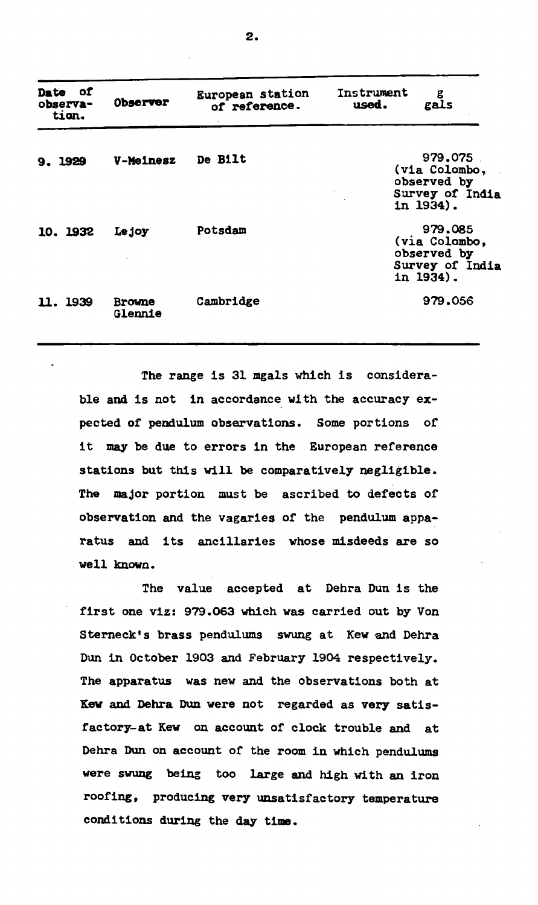| Date of observation. | Observer | European station of reference. | Instrument used. | g gals |
|---|---|---|---|---|
| 9. 1929 | V-Meinesz | De Bilt | | 979.075 (via Colombo, observed by Survey of India in 1934). |
| 10. 1932 | Lejoy | Potsdam | | 979.085 (via Colombo, observed by Survey of India in 1934). |
| 11. 1939 | Browne Glennie | Cambridge | | 979.056 |

The range is 31 mgals which is considerable and is not in accordance with the accuracy expected of pendulum observations. Some portions of it may be due to errors in the European reference stations but this will be comparatively negligible. The major portion must be ascribed to defects of observation and the vagaries of the pendulum apparatus and its ancillaries whose misdeeds are so well known.

The value accepted at Dehra Dun is the first one viz: 979.063 which was carried out by Von Sterneck's brass pendulums swung at Kew and Dehra Dun in October 1903 and February 1904 respectively. The apparatus was new and the observations both at Kew and Dehra Dun were not regarded as very satisfactory-at Kew on account of clock trouble and at Dehra Dun on account of the room in which pendulums were swung being too large and high with an iron roofing, producing very unsatisfactory temperature conditions during the day time.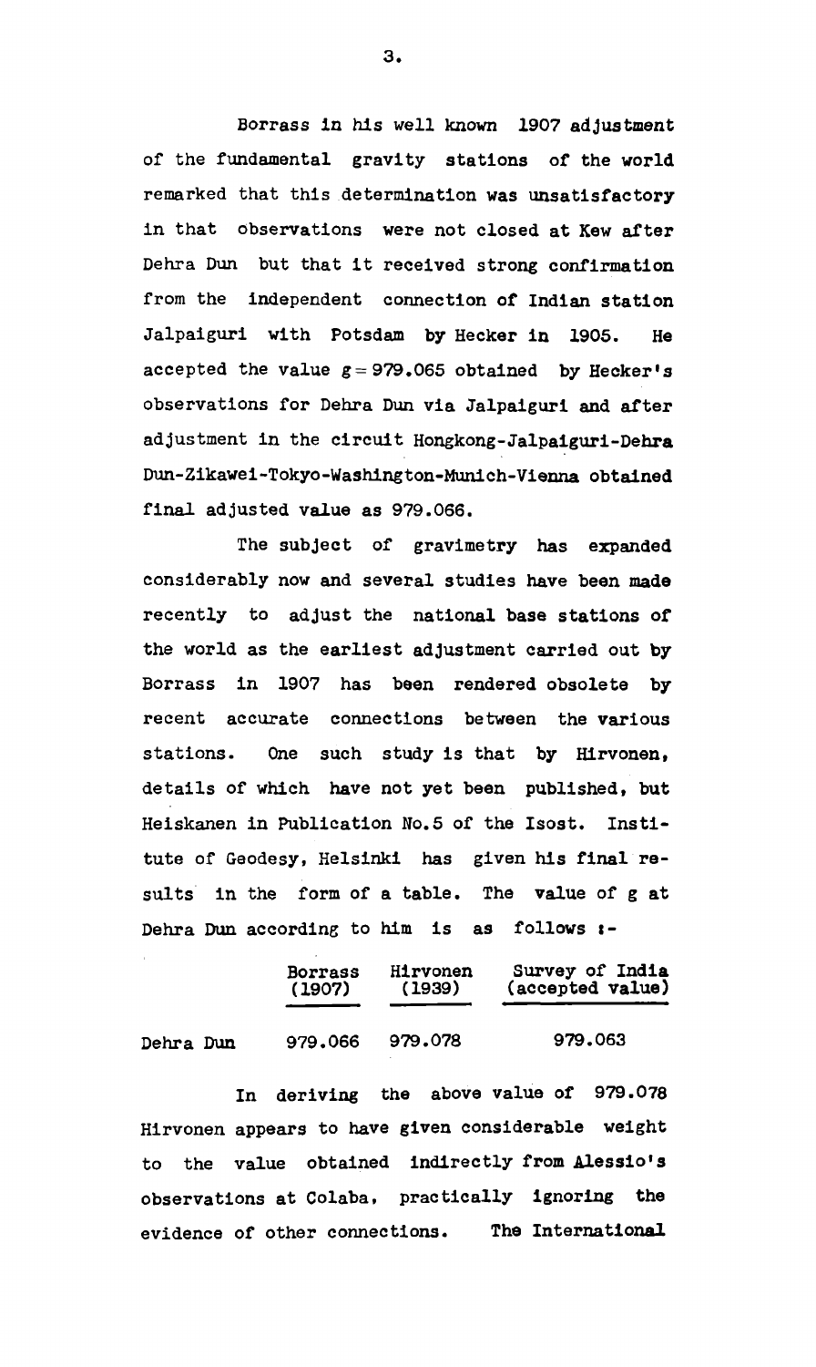Borrass in his well known 1907 adjustment of the fundamental gravity stations of the world remarked that this determination was unsatisfactory in that observations were not closed at Kew after Dehra Dun but that it received strong confirmation from the independent connection of Indian station Jalpaiguri with Potsdam by Hecker in 1905. He accepted the value $g = 979.065$ obtained by Hecker's observations for Dehra Dun via Jalpaiguri and after adjustment in the circuit Hongkong-Jalpaiguri-Dehra Dun-Zikawei-Tokyo-Washington-Munich-Vienna obtained final adjusted value as 979.066.

The subject of gravimetry has expanded considerably now and several studies have been made recently to adjust the national base stations of the world as the earliest adjustment carried out by Borrass in 1907 has been rendered obsolete by recent accurate connections between the various stations. One such study is that by Hirvonen, details of which have not yet been published, but Heiskanen in Publication No.5 of the Isost. Institute of Geodesy, Helsinki has given his final results in the form of a table. The value of g at Dehra Dun according to him is as follows :-

| | Borrass (1907) | Hirvonen (1939) | Survey of India (accepted value) |
|---|---|---|---|
| Dehra Dun | 979.066 | 979.078 | 979.063 |

In deriving the above value of 979.078 Hirvonen appears to have given considerable weight to the value obtained indirectly from Alessio's observations at Colaba, practically ignoring the evidence of other connections. The International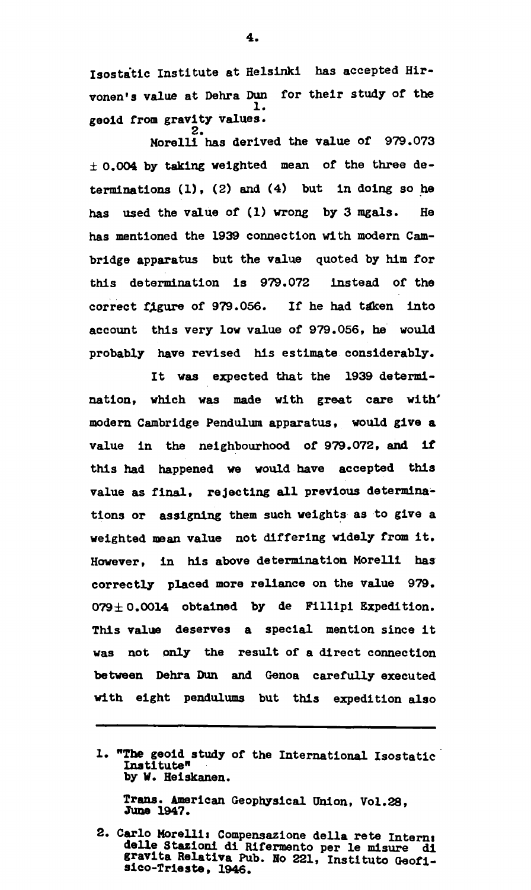Isostatic Institute at Helsinki has accepted Hirvonen's value at Dehra Dun for their study of the geoid from gravity values.[1]

Morelli[2] has derived the value of 979.073 ± 0.004 by taking weighted mean of the three determinations (1), (2) and (4) but in doing so he has used the value of (1) wrong by 3 mgals. He has mentioned the 1939 connection with modern Cambridge apparatus but the value quoted by him for this determination is 979.072 instead of the correct figure of 979.056. If he had taken into account this very low value of 979.056, he would probably have revised his estimate considerably.

It was expected that the 1939 determination, which was made with great care with modern Cambridge Pendulum apparatus, would give a value in the neighbourhood of 979.072, and if this had happened we would have accepted this value as final, rejecting all previous determinations or assigning them such weights as to give a weighted mean value not differing widely from it. However, in his above determination Morelli has correctly placed more reliance on the value 979.079 ± 0.0014 obtained by de Fillipi Expedition. This value deserves a special mention since it was not only the result of a direct connection between Dehra Dun and Genoa carefully executed with eight pendulums but this expedition also

---

1. "The geoid study of the International Isostatic Institute" by W. Heiskanen.

   Trans. American Geophysical Union, Vol.28, June 1947.

2. Carlo Morelli: Compensazione della rete Interni delle Stazioni di Rifermento per le misure di gravita Relativa Pub. No 221, Instituto Geofisico-Trieste, 1946.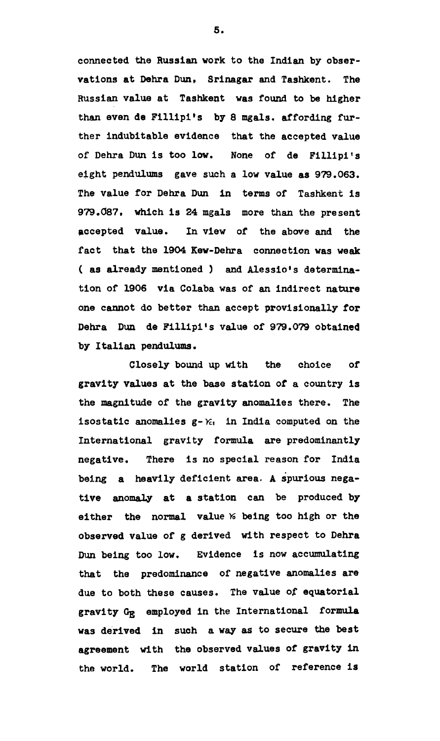connected the Russian work to the Indian by observations at Dehra Dun, Srinagar and Tashkent. The Russian value at Tashkent was found to be higher than even de Fillipi's by 8 mgals. affording further indubitable evidence that the accepted value of Dehra Dun is too low. None of de Fillipi's eight pendulums gave such a low value as 979.063. The value for Dehra Dun in terms of Tashkent is 979.087, which is 24 mgals more than the present accepted value. In view of the above and the fact that the 1904 Kew-Dehra connection was weak ( as already mentioned ) and Alessio's determination of 1906 via Colaba was of an indirect nature one cannot do better than accept provisionally for Dehra Dun de Fillipi's value of 979.079 obtained by Italian pendulums.

Closely bound up with the choice of gravity values at the base station of a country is the magnitude of the gravity anomalies there. The isostatic anomalies $g-\gamma_{c1}$ in India computed on the International gravity formula are predominantly negative. There is no special reason for India being a heavily deficient area. A spurious negative anomaly at a station can be produced by either the normal value $\gamma_0$ being too high or the observed value of g derived with respect to Dehra Dun being too low. Evidence is now accumulating that the predominance of negative anomalies are due to both these causes. The value of equatorial gravity $G_E$ employed in the International formula was derived in such a way as to secure the best agreement with the observed values of gravity in the world. The world station of reference is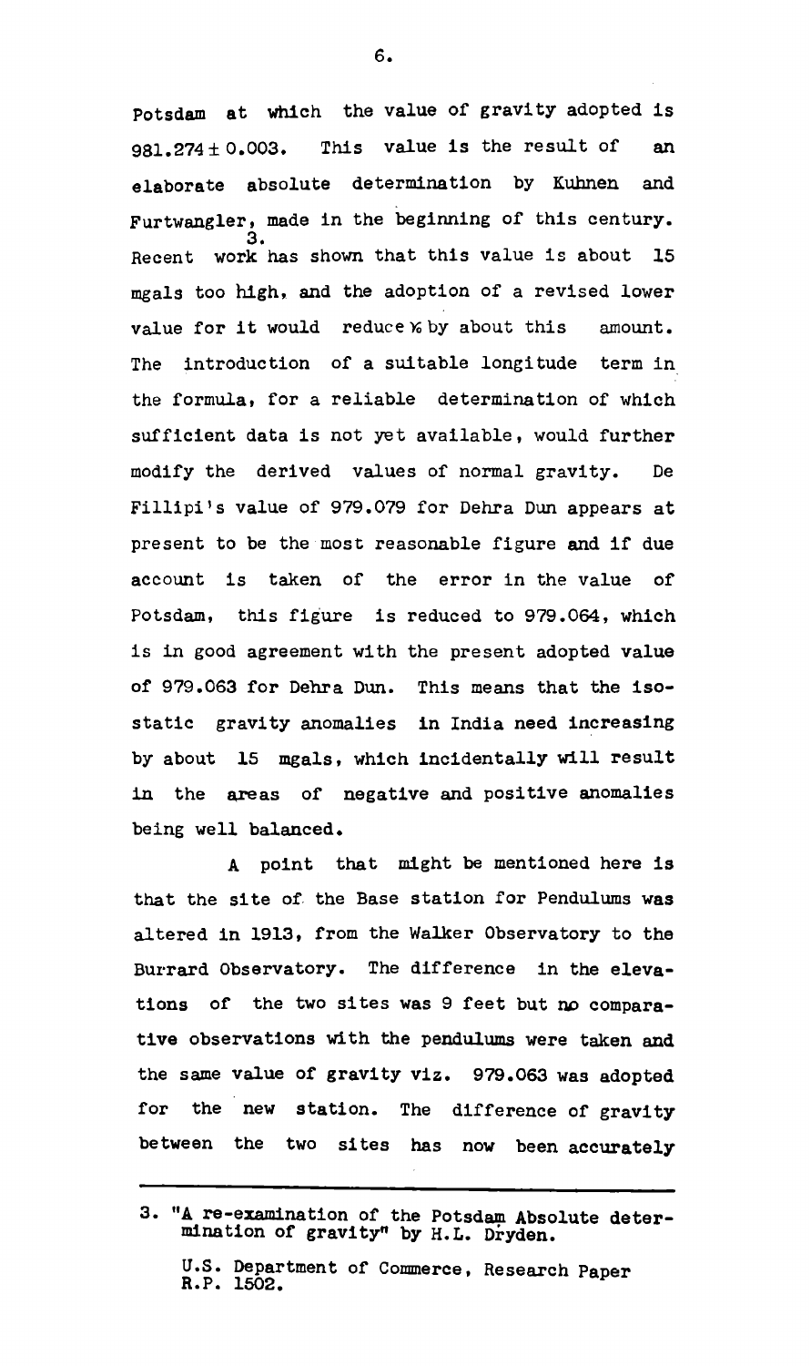Potsdam at which the value of gravity adopted is $981.274 \pm 0.003$. This value is the result of an elaborate absolute determination by Kuhnen and Furtwangler, made in the beginning of this century. Recent work[3] has shown that this value is about 15 mgals too high, and the adoption of a revised lower value for it would reduce $\gamma_0$ by about this amount. The introduction of a suitable longitude term in the formula, for a reliable determination of which sufficient data is not yet available, would further modify the derived values of normal gravity. De Fillipi's value of 979.079 for Dehra Dun appears at present to be the most reasonable figure and if due account is taken of the error in the value of Potsdam, this figure is reduced to 979.064, which is in good agreement with the present adopted value of 979.063 for Dehra Dun. This means that the isostatic gravity anomalies in India need increasing by about 15 mgals, which incidentally will result in the areas of negative and positive anomalies being well balanced.

A point that might be mentioned here is that the site of the Base station for Pendulums was altered in 1913, from the Walker Observatory to the Burrard Observatory. The difference in the elevations of the two sites was 9 feet but no comparative observations with the pendulums were taken and the same value of gravity viz. 979.063 was adopted for the new station. The difference of gravity between the two sites has now been accurately

---

3. "A re-examination of the Potsdam Absolute determination of gravity" by H.L. Dryden.

   U.S. Department of Commerce, Research Paper R.P. 1502.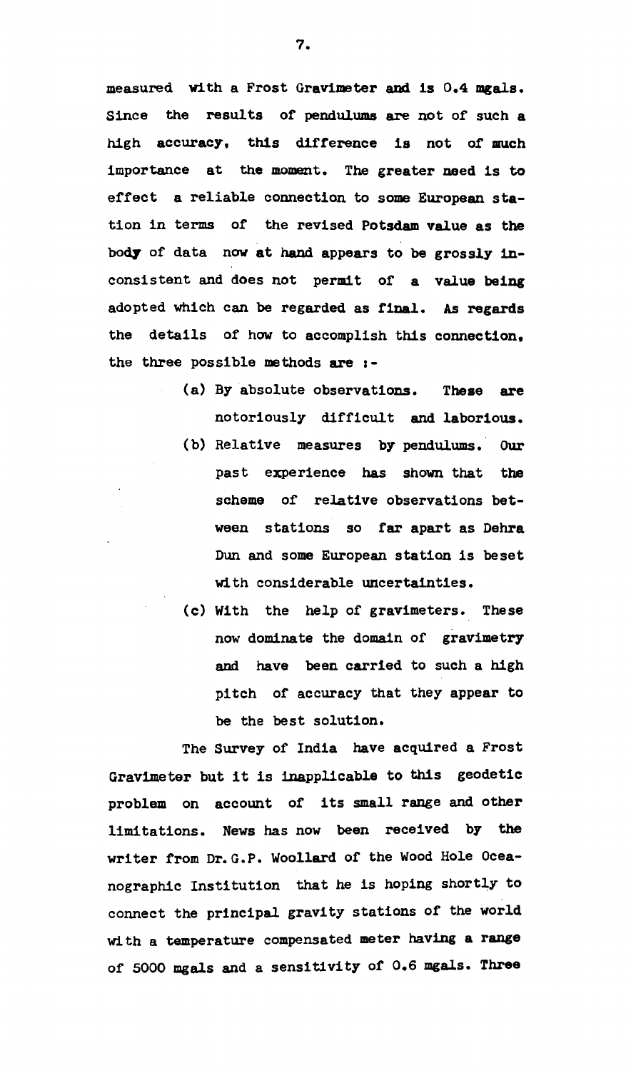measured with a Frost Gravimeter and is 0.4 mgals. Since the results of pendulums are not of such a high accuracy, this difference is not of much importance at the moment. The greater need is to effect a reliable connection to some European station in terms of the revised Potsdam value as the body of data now at hand appears to be grossly inconsistent and does not permit of a value being adopted which can be regarded as final. As regards the details of how to accomplish this connection, the three possible methods are :-

(a) By absolute observations. These are notoriously difficult and laborious.

(b) Relative measures by pendulums. Our past experience has shown that the scheme of relative observations between stations so far apart as Dehra Dun and some European station is beset with considerable uncertainties.

(c) With the help of gravimeters. These now dominate the domain of gravimetry and have been carried to such a high pitch of accuracy that they appear to be the best solution.

The Survey of India have acquired a Frost Gravimeter but it is inapplicable to this geodetic problem on account of its small range and other limitations. News has now been received by the writer from Dr. G.P. Woollard of the Wood Hole Oceanographic Institution that he is hoping shortly to connect the principal gravity stations of the world with a temperature compensated meter having a range of 5000 mgals and a sensitivity of 0.6 mgals. Three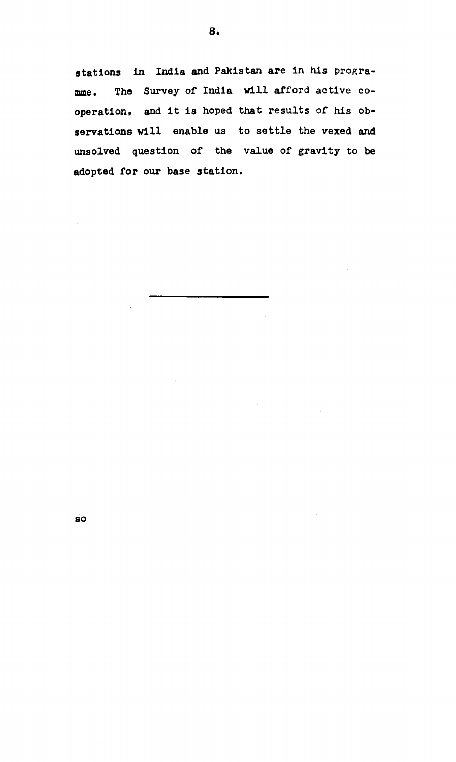stations in India and Pakistan are in his programme. The Survey of India will afford active co-operation, and it is hoped that results of his observations will enable us to settle the vexed and unsolved question of the value of gravity to be adopted for our base station.

---

so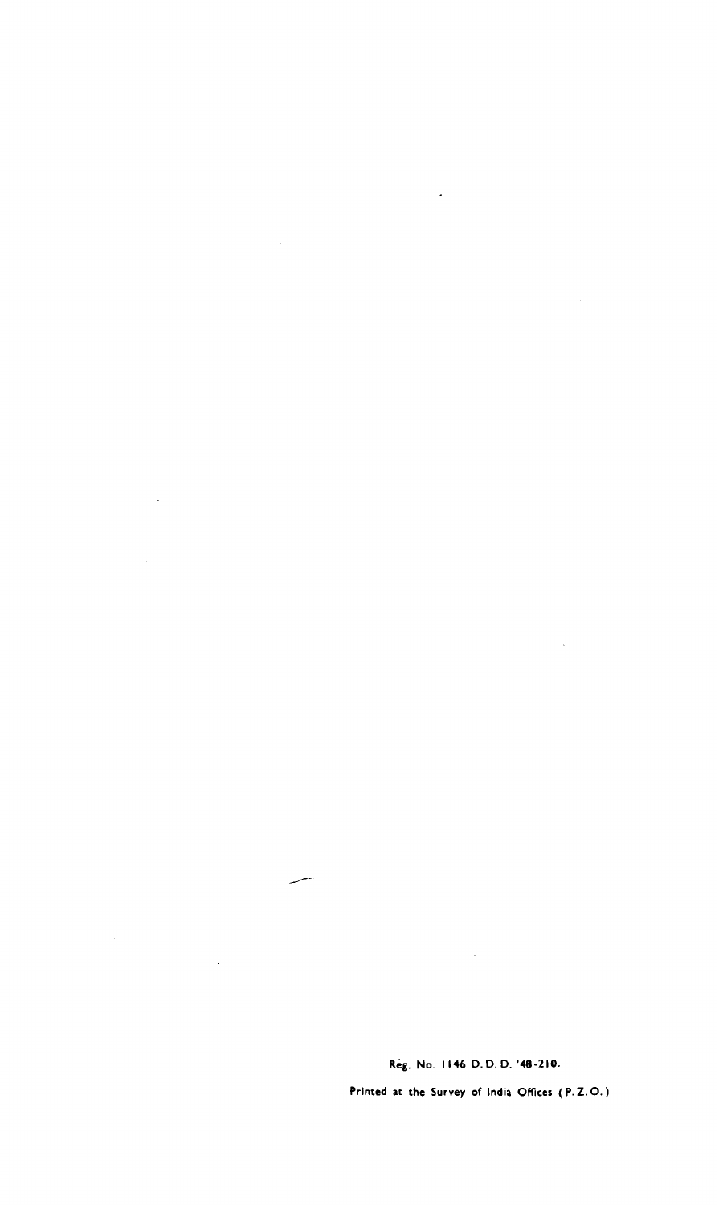Reg. No. 1146 D. D. D. '48-210.

Printed at the Survey of India Offices (P. Z. O.)